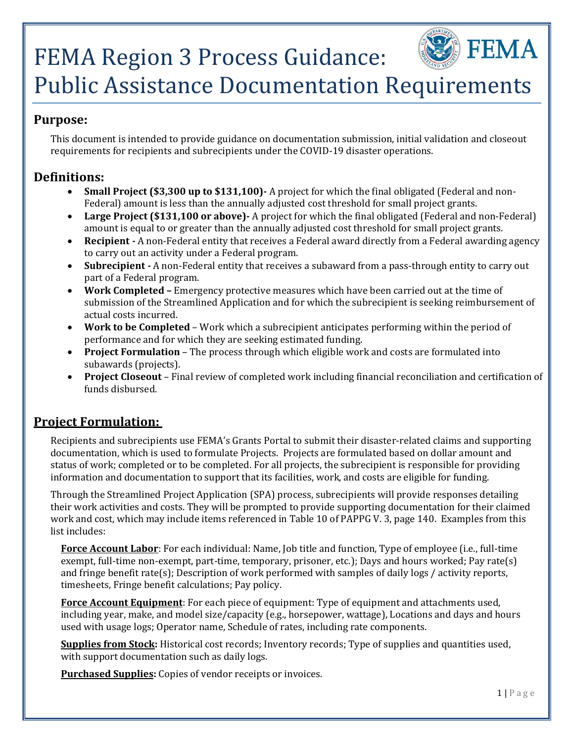# FEMA Region 3 Process Guidance: Public Assistance Documentation Requirements

## Purpose:

This document is intended to provide guidance on documentation submission, initial validation and closeout requirements for recipients and subrecipients under the COVID-19 disaster operations.

## Definitions:

- **Small Project ($3,300 up to $131,100)-** A project for which the final obligated (Federal and non-Federal) amount is less than the annually adjusted cost threshold for small project grants.
- **Large Project ($131,100 or above)-** A project for which the final obligated (Federal and non-Federal) amount is equal to or greater than the annually adjusted cost threshold for small project grants.
- **Recipient -** A non-Federal entity that receives a Federal award directly from a Federal awarding agency to carry out an activity under a Federal program.
- **Subrecipient -** A non-Federal entity that receives a subaward from a pass-through entity to carry out part of a Federal program.
- **Work Completed –** Emergency protective measures which have been carried out at the time of submission of the Streamlined Application and for which the subrecipient is seeking reimbursement of actual costs incurred.
- **Work to be Completed** – Work which a subrecipient anticipates performing within the period of performance and for which they are seeking estimated funding.
- **Project Formulation** – The process through which eligible work and costs are formulated into subawards (projects).
- **Project Closeout** – Final review of completed work including financial reconciliation and certification of funds disbursed.

## Project Formulation:

Recipients and subrecipients use FEMA's Grants Portal to submit their disaster-related claims and supporting documentation, which is used to formulate Projects. Projects are formulated based on dollar amount and status of work; completed or to be completed. For all projects, the subrecipient is responsible for providing information and documentation to support that its facilities, work, and costs are eligible for funding.

Through the Streamlined Project Application (SPA) process, subrecipients will provide responses detailing their work activities and costs. They will be prompted to provide supporting documentation for their claimed work and cost, which may include items referenced in Table 10 of PAPPG V. 3, page 140. Examples from this list includes:

**Force Account Labor**: For each individual: Name, Job title and function, Type of employee (i.e., full-time exempt, full-time non-exempt, part-time, temporary, prisoner, etc.); Days and hours worked; Pay rate(s) and fringe benefit rate(s); Description of work performed with samples of daily logs / activity reports, timesheets, Fringe benefit calculations; Pay policy.

**Force Account Equipment**: For each piece of equipment: Type of equipment and attachments used, including year, make, and model size/capacity (e.g., horsepower, wattage), Locations and days and hours used with usage logs; Operator name, Schedule of rates, including rate components.

**Supplies from Stock:** Historical cost records; Inventory records; Type of supplies and quantities used, with support documentation such as daily logs.

**Purchased Supplies:** Copies of vendor receipts or invoices.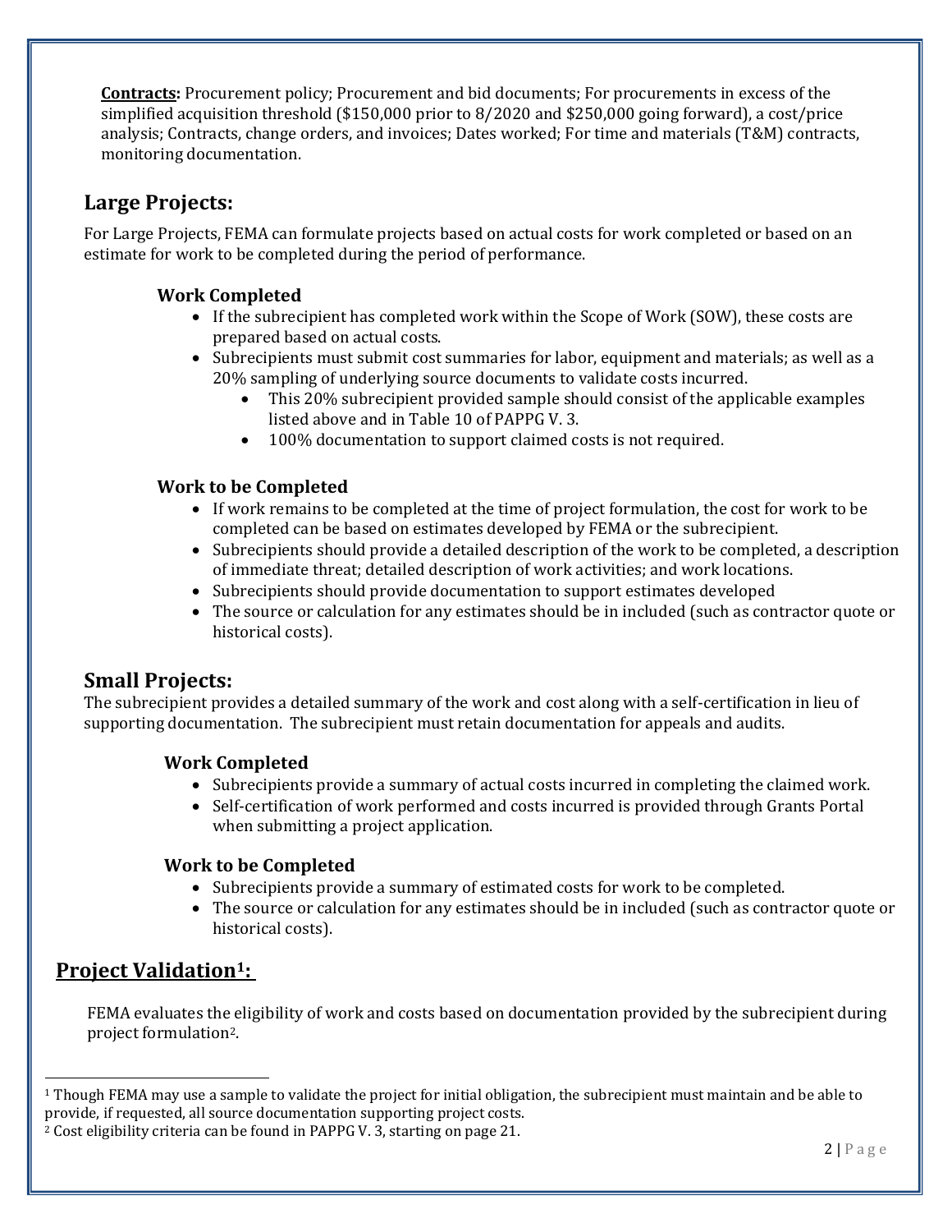**Contracts:** Procurement policy; Procurement and bid documents; For procurements in excess of the simplified acquisition threshold ($150,000 prior to 8/2020 and $250,000 going forward), a cost/price analysis; Contracts, change orders, and invoices; Dates worked; For time and materials (T&M) contracts, monitoring documentation.

## Large Projects:

For Large Projects, FEMA can formulate projects based on actual costs for work completed or based on an estimate for work to be completed during the period of performance.

### Work Completed

- If the subrecipient has completed work within the Scope of Work (SOW), these costs are prepared based on actual costs.
- Subrecipients must submit cost summaries for labor, equipment and materials; as well as a 20% sampling of underlying source documents to validate costs incurred.
    - This 20% subrecipient provided sample should consist of the applicable examples listed above and in Table 10 of PAPPG V. 3.
    - 100% documentation to support claimed costs is not required.

### Work to be Completed

- If work remains to be completed at the time of project formulation, the cost for work to be completed can be based on estimates developed by FEMA or the subrecipient.
- Subrecipients should provide a detailed description of the work to be completed, a description of immediate threat; detailed description of work activities; and work locations.
- Subrecipients should provide documentation to support estimates developed
- The source or calculation for any estimates should be in included (such as contractor quote or historical costs).

## Small Projects:

The subrecipient provides a detailed summary of the work and cost along with a self-certification in lieu of supporting documentation. The subrecipient must retain documentation for appeals and audits.

### Work Completed

- Subrecipients provide a summary of actual costs incurred in completing the claimed work.
- Self-certification of work performed and costs incurred is provided through Grants Portal when submitting a project application.

### Work to be Completed

- Subrecipients provide a summary of estimated costs for work to be completed.
- The source or calculation for any estimates should be in included (such as contractor quote or historical costs).

## Project Validation[1]:

FEMA evaluates the eligibility of work and costs based on documentation provided by the subrecipient during project formulation[2].

---

[1] Though FEMA may use a sample to validate the project for initial obligation, the subrecipient must maintain and be able to provide, if requested, all source documentation supporting project costs.

[2] Cost eligibility criteria can be found in PAPPG V. 3, starting on page 21.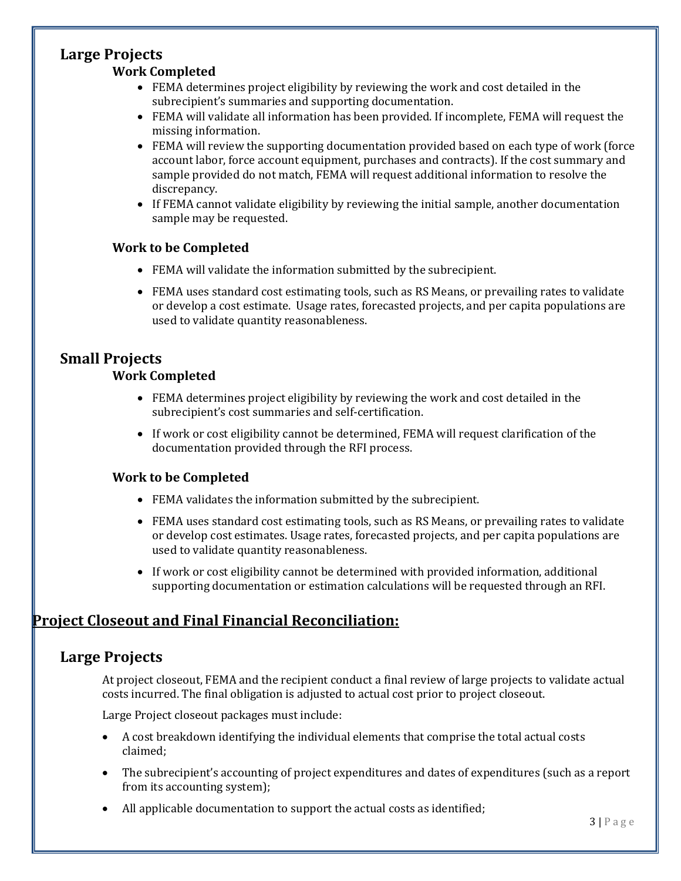## Large Projects

### Work Completed

- FEMA determines project eligibility by reviewing the work and cost detailed in the subrecipient's summaries and supporting documentation.
- FEMA will validate all information has been provided. If incomplete, FEMA will request the missing information.
- FEMA will review the supporting documentation provided based on each type of work (force account labor, force account equipment, purchases and contracts). If the cost summary and sample provided do not match, FEMA will request additional information to resolve the discrepancy.
- If FEMA cannot validate eligibility by reviewing the initial sample, another documentation sample may be requested.

### Work to be Completed

- FEMA will validate the information submitted by the subrecipient.
- FEMA uses standard cost estimating tools, such as RS Means, or prevailing rates to validate or develop a cost estimate. Usage rates, forecasted projects, and per capita populations are used to validate quantity reasonableness.

## Small Projects

### Work Completed

- FEMA determines project eligibility by reviewing the work and cost detailed in the subrecipient's cost summaries and self-certification.
- If work or cost eligibility cannot be determined, FEMA will request clarification of the documentation provided through the RFI process.

### Work to be Completed

- FEMA validates the information submitted by the subrecipient.
- FEMA uses standard cost estimating tools, such as RS Means, or prevailing rates to validate or develop cost estimates. Usage rates, forecasted projects, and per capita populations are used to validate quantity reasonableness.
- If work or cost eligibility cannot be determined with provided information, additional supporting documentation or estimation calculations will be requested through an RFI.

# Project Closeout and Final Financial Reconciliation:

## Large Projects

At project closeout, FEMA and the recipient conduct a final review of large projects to validate actual costs incurred. The final obligation is adjusted to actual cost prior to project closeout.

Large Project closeout packages must include:

- A cost breakdown identifying the individual elements that comprise the total actual costs claimed;
- The subrecipient's accounting of project expenditures and dates of expenditures (such as a report from its accounting system);
- All applicable documentation to support the actual costs as identified;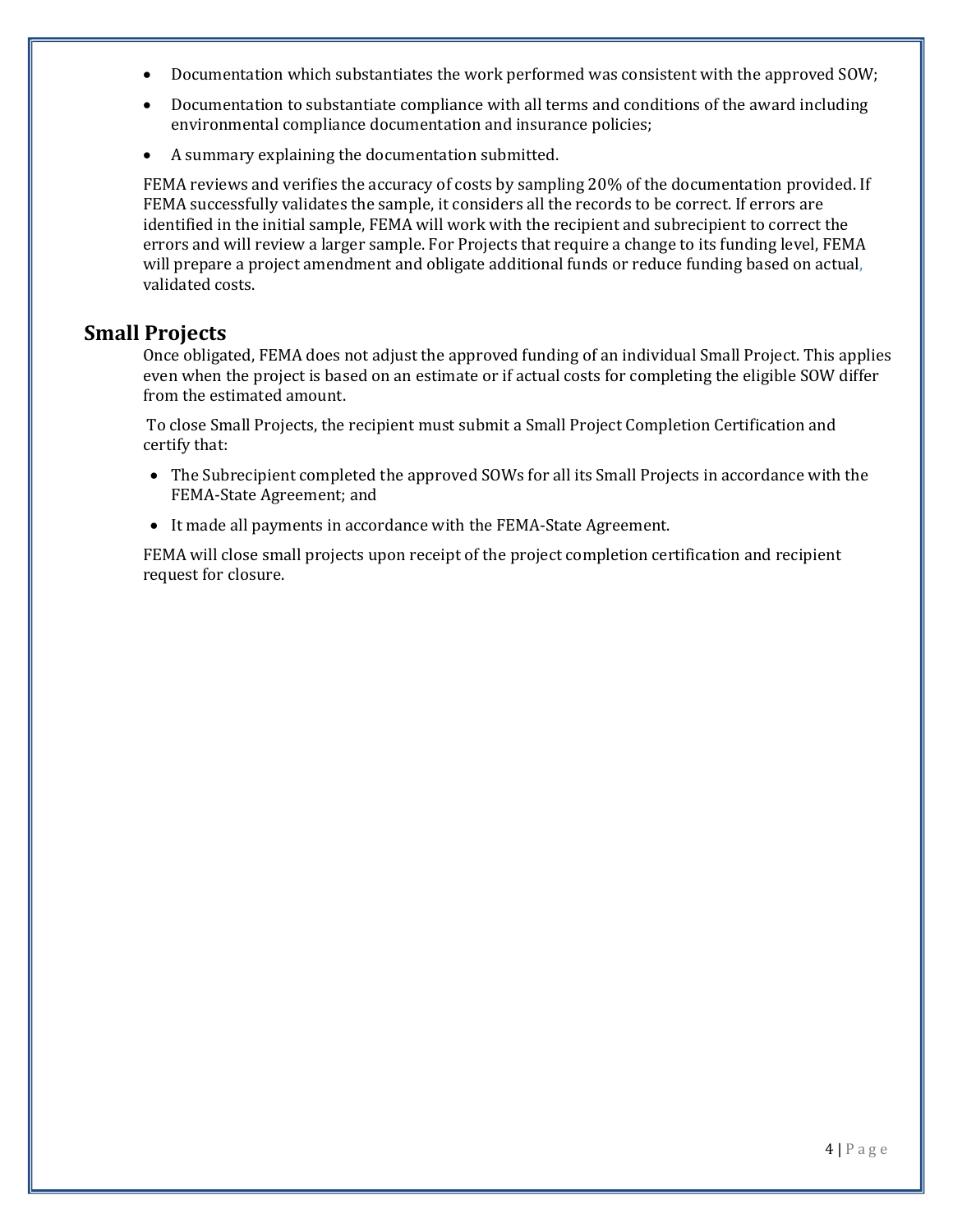- Documentation which substantiates the work performed was consistent with the approved SOW;
- Documentation to substantiate compliance with all terms and conditions of the award including environmental compliance documentation and insurance policies;
- A summary explaining the documentation submitted.

FEMA reviews and verifies the accuracy of costs by sampling 20% of the documentation provided. If FEMA successfully validates the sample, it considers all the records to be correct. If errors are identified in the initial sample, FEMA will work with the recipient and subrecipient to correct the errors and will review a larger sample. For Projects that require a change to its funding level, FEMA will prepare a project amendment and obligate additional funds or reduce funding based on actual, validated costs.

## Small Projects

Once obligated, FEMA does not adjust the approved funding of an individual Small Project. This applies even when the project is based on an estimate or if actual costs for completing the eligible SOW differ from the estimated amount.

To close Small Projects, the recipient must submit a Small Project Completion Certification and certify that:

- The Subrecipient completed the approved SOWs for all its Small Projects in accordance with the FEMA-State Agreement; and
- It made all payments in accordance with the FEMA-State Agreement.

FEMA will close small projects upon receipt of the project completion certification and recipient request for closure.